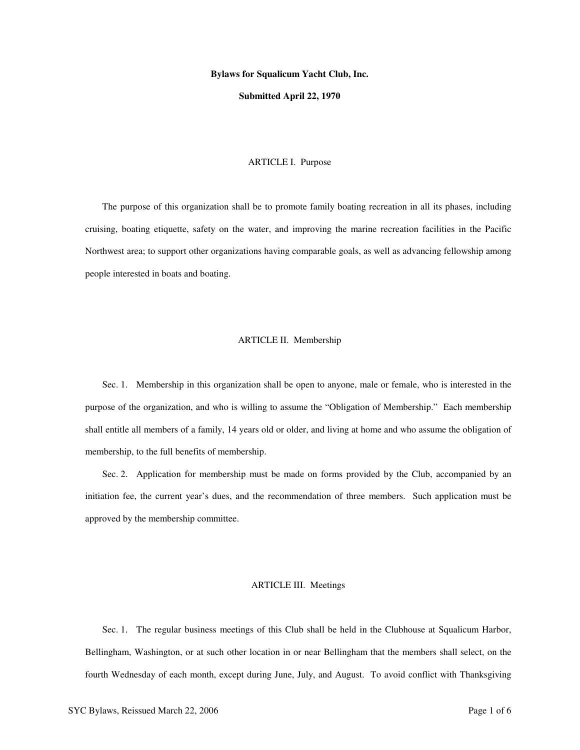**Bylaws for Squalicum Yacht Club, Inc.**

**Submitted April 22, 1970**

ARTICLE I. Purpose

The purpose of this organization shall be to promote family boating recreation in all its phases, including cruising, boating etiquette, safety on the water, and improving the marine recreation facilities in the Pacific Northwest area; to support other organizations having comparable goals, as well as advancing fellowship among people interested in boats and boating.

ARTICLE II. Membership

Sec. 1. Membership in this organization shall be open to anyone, male or female, who is interested in the purpose of the organization, and who is willing to assume the "Obligation of Membership." Each membership shall entitle all members of a family, 14 years old or older, and living at home and who assume the obligation of membership, to the full benefits of membership.

Sec. 2. Application for membership must be made on forms provided by the Club, accompanied by an initiation fee, the current year's dues, and the recommendation of three members. Such application must be approved by the membership committee.

ARTICLE III. Meetings

Sec. 1. The regular business meetings of this Club shall be held in the Clubhouse at Squalicum Harbor, Bellingham, Washington, or at such other location in or near Bellingham that the members shall select, on the fourth Wednesday of each month, except during June, July, and August. To avoid conflict with Thanksgiving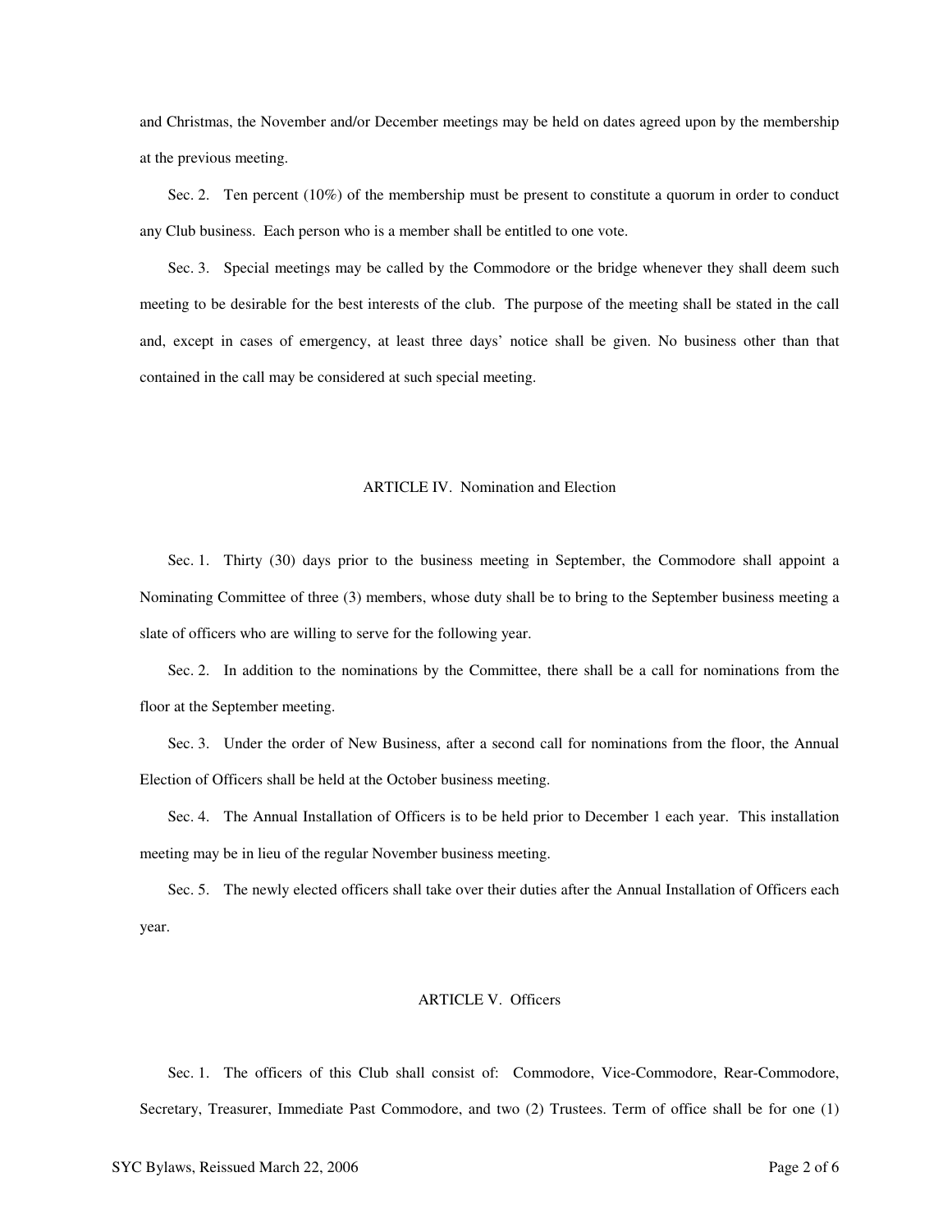and Christmas, the November and/or December meetings may be held on dates agreed upon by the membership at the previous meeting.

Sec. 2. Ten percent (10%) of the membership must be present to constitute a quorum in order to conduct any Club business. Each person who is a member shall be entitled to one vote.

Sec. 3. Special meetings may be called by the Commodore or the bridge whenever they shall deem such meeting to be desirable for the best interests of the club. The purpose of the meeting shall be stated in the call and, except in cases of emergency, at least three days' notice shall be given. No business other than that contained in the call may be considered at such special meeting.

## ARTICLE IV. Nomination and Election

Sec. 1. Thirty (30) days prior to the business meeting in September, the Commodore shall appoint a Nominating Committee of three (3) members, whose duty shall be to bring to the September business meeting a slate of officers who are willing to serve for the following year.

Sec. 2. In addition to the nominations by the Committee, there shall be a call for nominations from the floor at the September meeting.

Sec. 3. Under the order of New Business, after a second call for nominations from the floor, the Annual Election of Officers shall be held at the October business meeting.

Sec. 4. The Annual Installation of Officers is to be held prior to December 1 each year. This installation meeting may be in lieu of the regular November business meeting.

Sec. 5. The newly elected officers shall take over their duties after the Annual Installation of Officers each year.

## ARTICLE V. Officers

Sec. 1. The officers of this Club shall consist of: Commodore, Vice-Commodore, Rear-Commodore, Secretary, Treasurer, Immediate Past Commodore, and two (2) Trustees. Term of office shall be for one (1)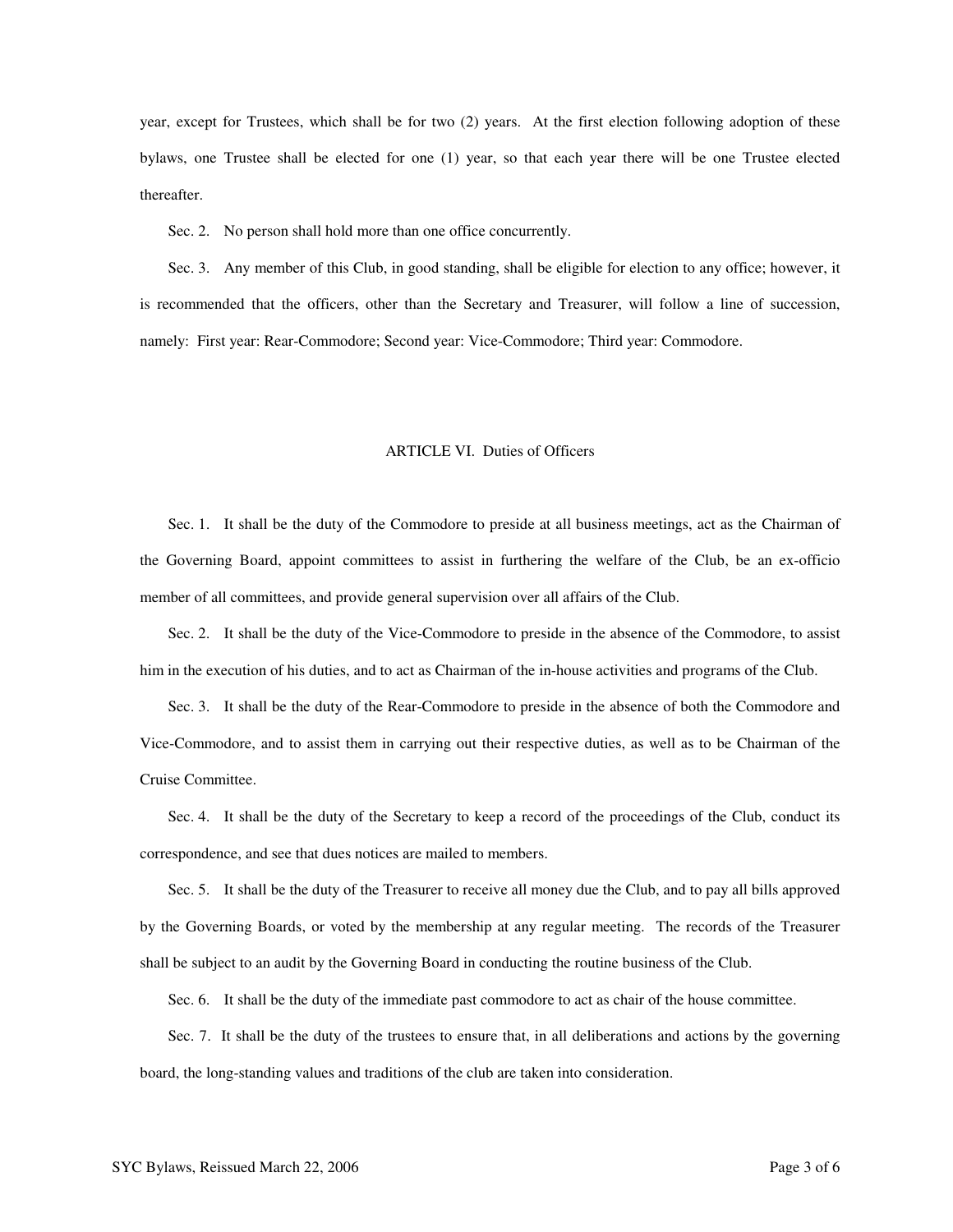year, except for Trustees, which shall be for two (2) years. At the first election following adoption of these bylaws, one Trustee shall be elected for one (1) year, so that each year there will be one Trustee elected thereafter.

Sec. 2. No person shall hold more than one office concurrently.

Sec. 3. Any member of this Club, in good standing, shall be eligible for election to any office; however, it is recommended that the officers, other than the Secretary and Treasurer, will follow a line of succession, namely: First year: Rear-Commodore; Second year: Vice-Commodore; Third year: Commodore.

## ARTICLE VI. Duties of Officers

Sec. 1. It shall be the duty of the Commodore to preside at all business meetings, act as the Chairman of the Governing Board, appoint committees to assist in furthering the welfare of the Club, be an ex-officio member of all committees, and provide general supervision over all affairs of the Club.

Sec. 2. It shall be the duty of the Vice-Commodore to preside in the absence of the Commodore, to assist him in the execution of his duties, and to act as Chairman of the in-house activities and programs of the Club.

Sec. 3. It shall be the duty of the Rear-Commodore to preside in the absence of both the Commodore and Vice-Commodore, and to assist them in carrying out their respective duties, as well as to be Chairman of the Cruise Committee.

Sec. 4. It shall be the duty of the Secretary to keep a record of the proceedings of the Club, conduct its correspondence, and see that dues notices are mailed to members.

Sec. 5. It shall be the duty of the Treasurer to receive all money due the Club, and to pay all bills approved by the Governing Boards, or voted by the membership at any regular meeting. The records of the Treasurer shall be subject to an audit by the Governing Board in conducting the routine business of the Club.

Sec. 6. It shall be the duty of the immediate past commodore to act as chair of the house committee.

Sec. 7. It shall be the duty of the trustees to ensure that, in all deliberations and actions by the governing board, the long-standing values and traditions of the club are taken into consideration.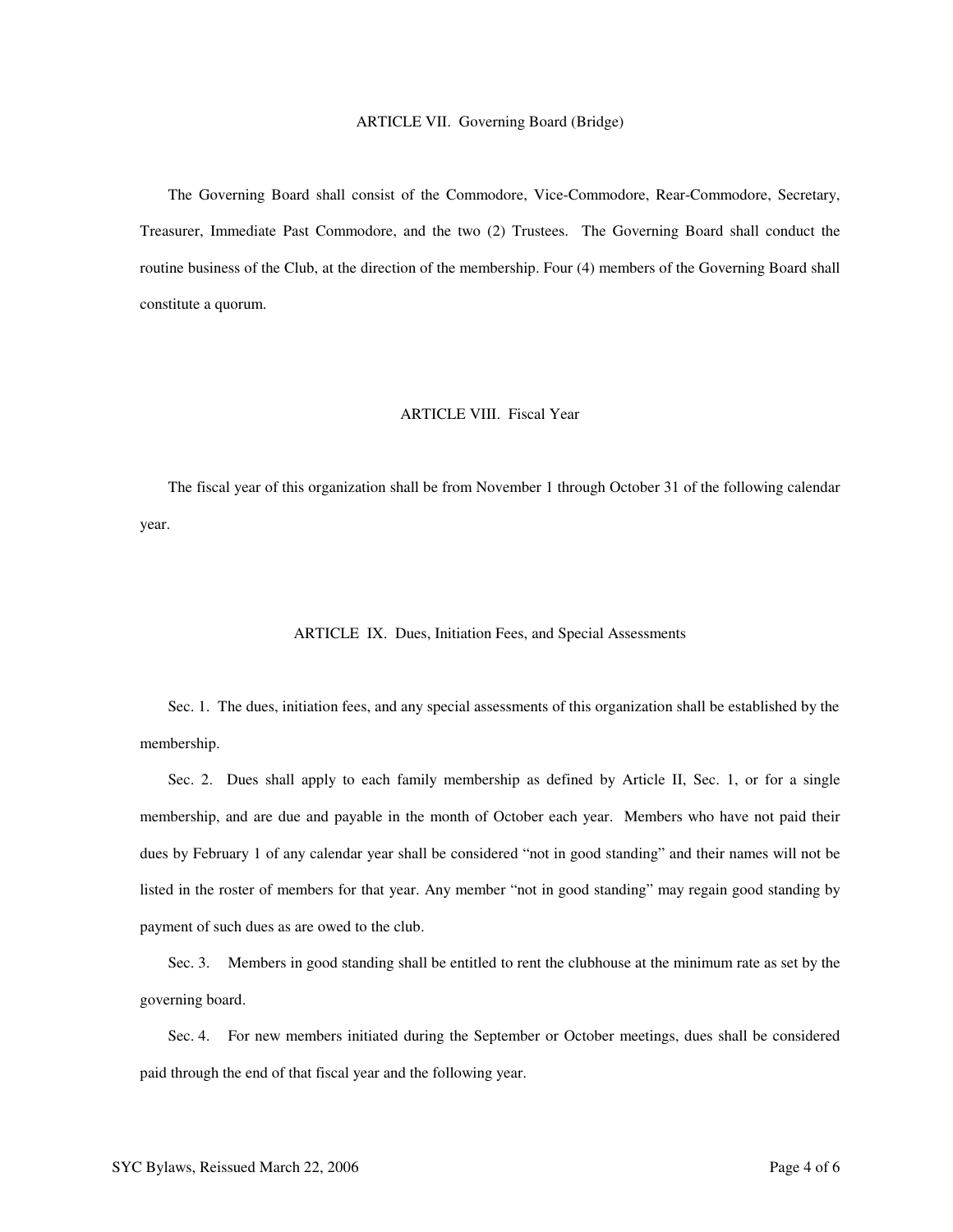## ARTICLE VII. Governing Board (Bridge)

The Governing Board shall consist of the Commodore, Vice-Commodore, Rear-Commodore, Secretary, Treasurer, Immediate Past Commodore, and the two (2) Trustees. The Governing Board shall conduct the routine business of the Club, at the direction of the membership. Four (4) members of the Governing Board shall constitute a quorum.

## ARTICLE VIII. Fiscal Year

The fiscal year of this organization shall be from November 1 through October 31 of the following calendar year.

## ARTICLE IX. Dues, Initiation Fees, and Special Assessments

Sec. 1. The dues, initiation fees, and any special assessments of this organization shall be established by the membership.

Sec. 2. Dues shall apply to each family membership as defined by Article II, Sec. 1, or for a single membership, and are due and payable in the month of October each year. Members who have not paid their dues by February 1 of any calendar year shall be considered "not in good standing" and their names will not be listed in the roster of members for that year. Any member "not in good standing" may regain good standing by payment of such dues as are owed to the club.

Sec. 3. Members in good standing shall be entitled to rent the clubhouse at the minimum rate as set by the governing board.

Sec. 4. For new members initiated during the September or October meetings, dues shall be considered paid through the end of that fiscal year and the following year.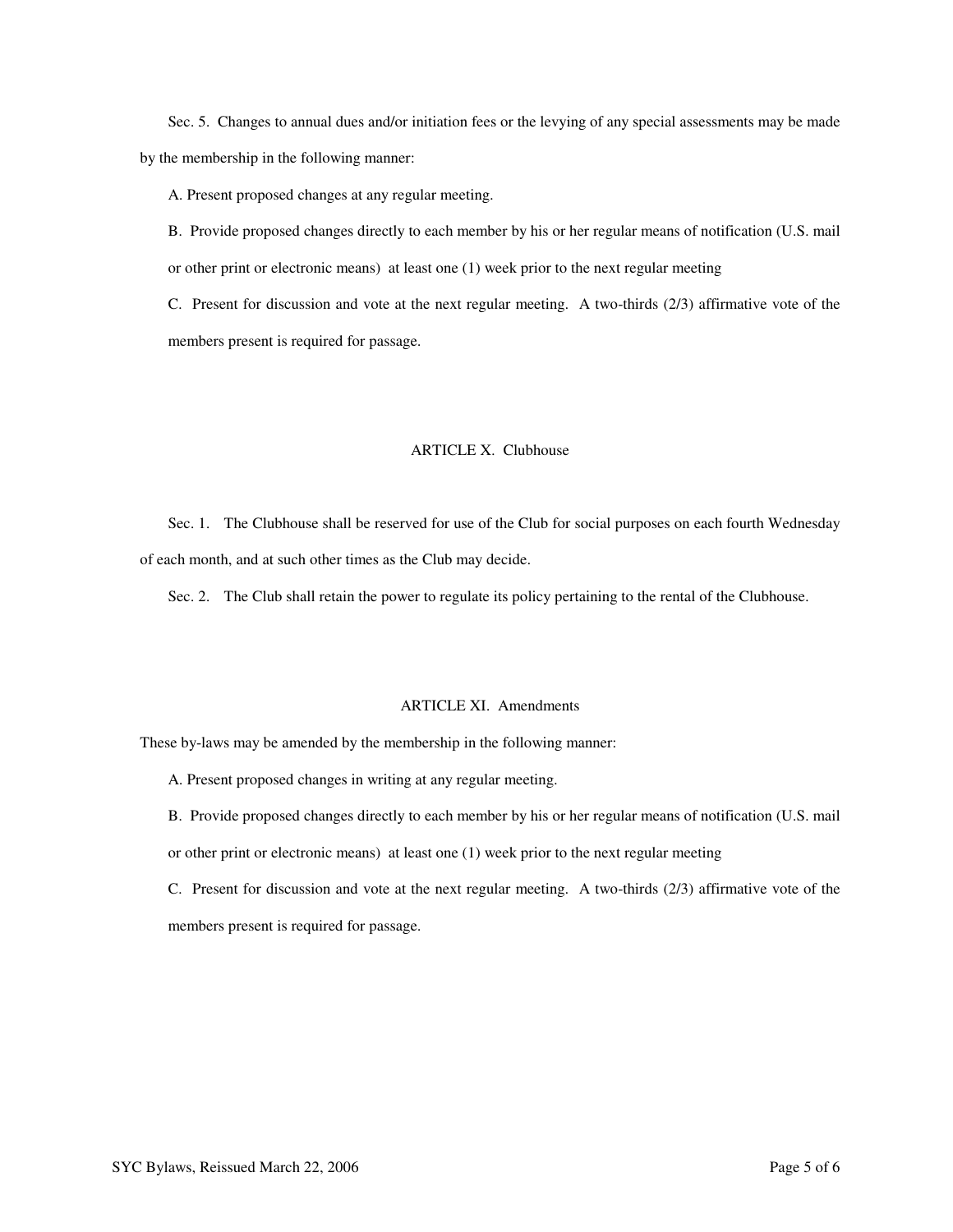Sec. 5. Changes to annual dues and/or initiation fees or the levying of any special assessments may be made by the membership in the following manner:

A. Present proposed changes at any regular meeting.

B. Provide proposed changes directly to each member by his or her regular means of notification (U.S. mail or other print or electronic means) at least one (1) week prior to the next regular meeting

C. Present for discussion and vote at the next regular meeting. A two-thirds (2/3) affirmative vote of the members present is required for passage.

## ARTICLE X. Clubhouse

Sec. 1. The Clubhouse shall be reserved for use of the Club for social purposes on each fourth Wednesday of each month, and at such other times as the Club may decide.

Sec. 2. The Club shall retain the power to regulate its policy pertaining to the rental of the Clubhouse.

## ARTICLE XI. Amendments

These by-laws may be amended by the membership in the following manner:

A. Present proposed changes in writing at any regular meeting.

B. Provide proposed changes directly to each member by his or her regular means of notification (U.S. mail or other print or electronic means) at least one (1) week prior to the next regular meeting

C. Present for discussion and vote at the next regular meeting. A two-thirds (2/3) affirmative vote of the members present is required for passage.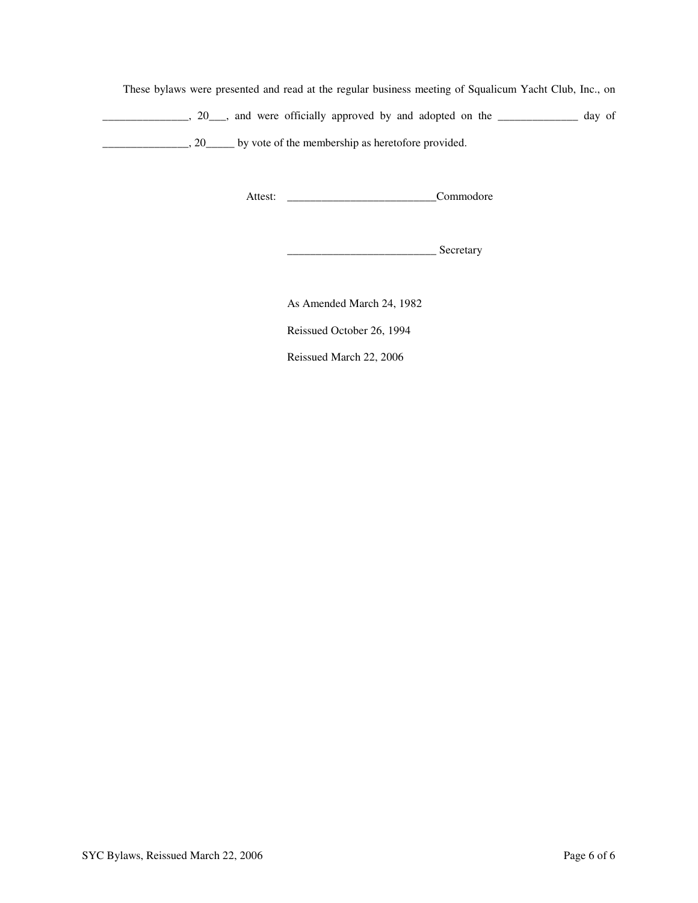These bylaws were presented and read at the regular business meeting of Squalicum Yacht Club, Inc., on _______________, 20___, and were officially approved by and adopted on the ______________ day of _______________, 20_____ by vote of the membership as heretofore provided.

Attest: __________________________Commodore

__________________________ Secretary

As Amended March 24, 1982

Reissued October 26, 1994

Reissued March 22, 2006